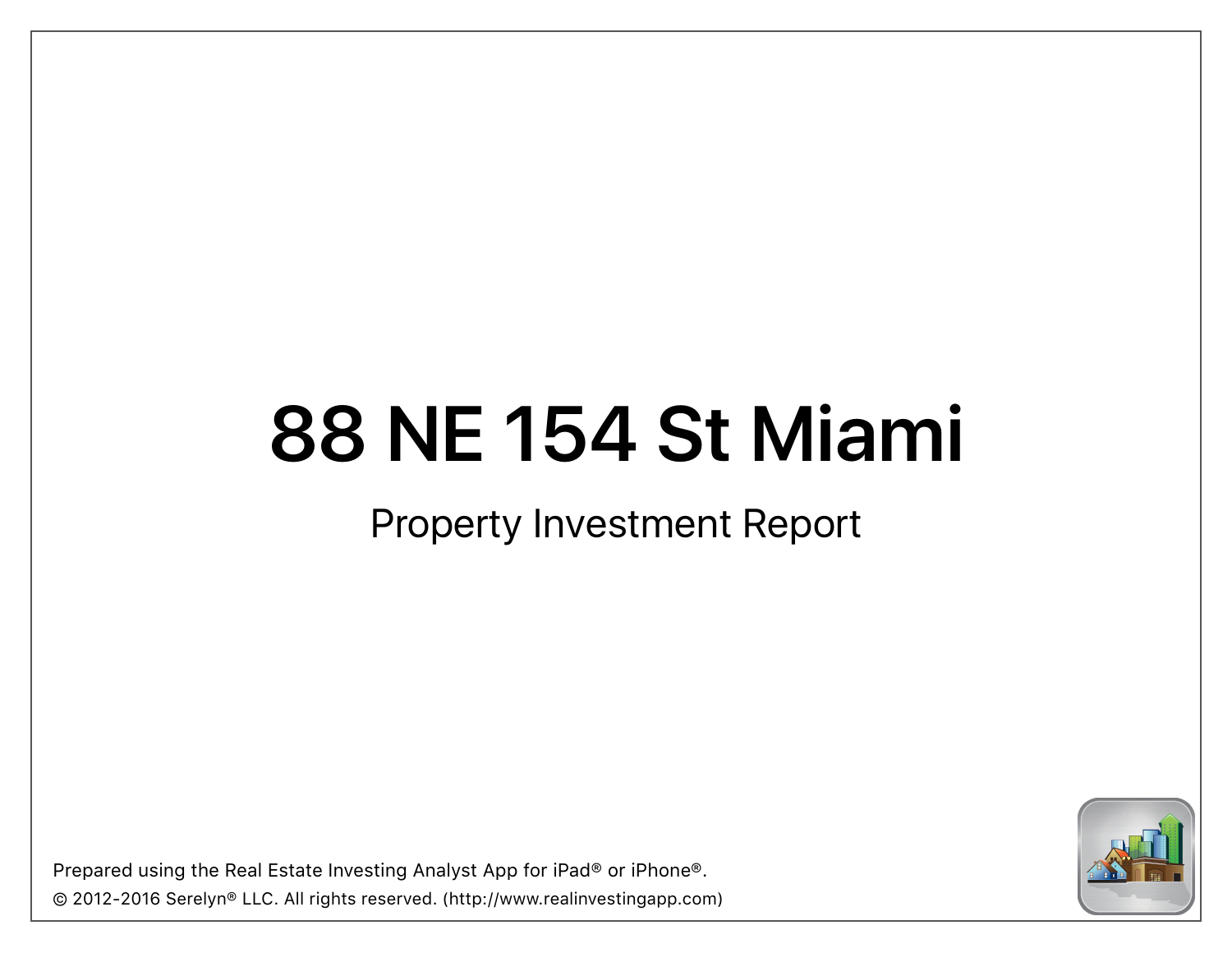# 88 NE 154 St Miami

## Property Investment Report

Prepared using the Real Estate Investing Analyst App for iPad® or iPhone®.

© 2012-2016 Serelyn® LLC. All rights reserved. (http://www.realinvestingapp.com)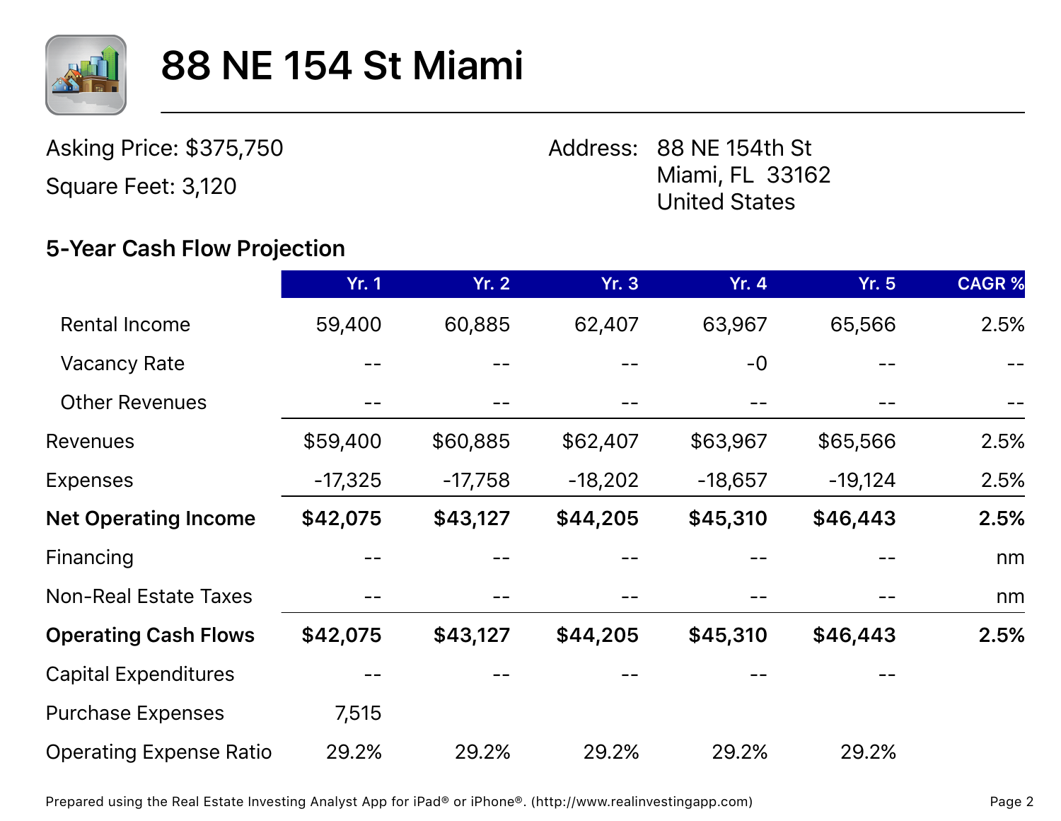# 88 NE 154 St Miami

Asking Price: $375,750

Square Feet: 3,120

Address: 88 NE 154th St
Miami, FL 33162
United States

## 5-Year Cash Flow Projection

| | Yr. 1 | Yr. 2 | Yr. 3 | Yr. 4 | Yr. 5 | CAGR % |
|---|---|---|---|---|---|---|
| Rental Income | 59,400 | 60,885 | 62,407 | 63,967 | 65,566 | 2.5% |
| Vacancy Rate | -- | -- | -- | -0 | -- | -- |
| Other Revenues | -- | -- | -- | -- | -- | -- |
| Revenues | $59,400 | $60,885 | $62,407 | $63,967 | $65,566 | 2.5% |
| Expenses | -17,325 | -17,758 | -18,202 | -18,657 | -19,124 | 2.5% |
| **Net Operating Income** | **$42,075** | **$43,127** | **$44,205** | **$45,310** | **$46,443** | **2.5%** |
| Financing | -- | -- | -- | -- | -- | nm |
| Non-Real Estate Taxes | -- | -- | -- | -- | -- | nm |
| **Operating Cash Flows** | **$42,075** | **$43,127** | **$44,205** | **$45,310** | **$46,443** | **2.5%** |
| Capital Expenditures | -- | -- | -- | -- | -- | |
| Purchase Expenses | 7,515 | | | | | |
| Operating Expense Ratio | 29.2% | 29.2% | 29.2% | 29.2% | 29.2% | |

Prepared using the Real Estate Investing Analyst App for iPad® or iPhone®. (http://www.realinvestingapp.com)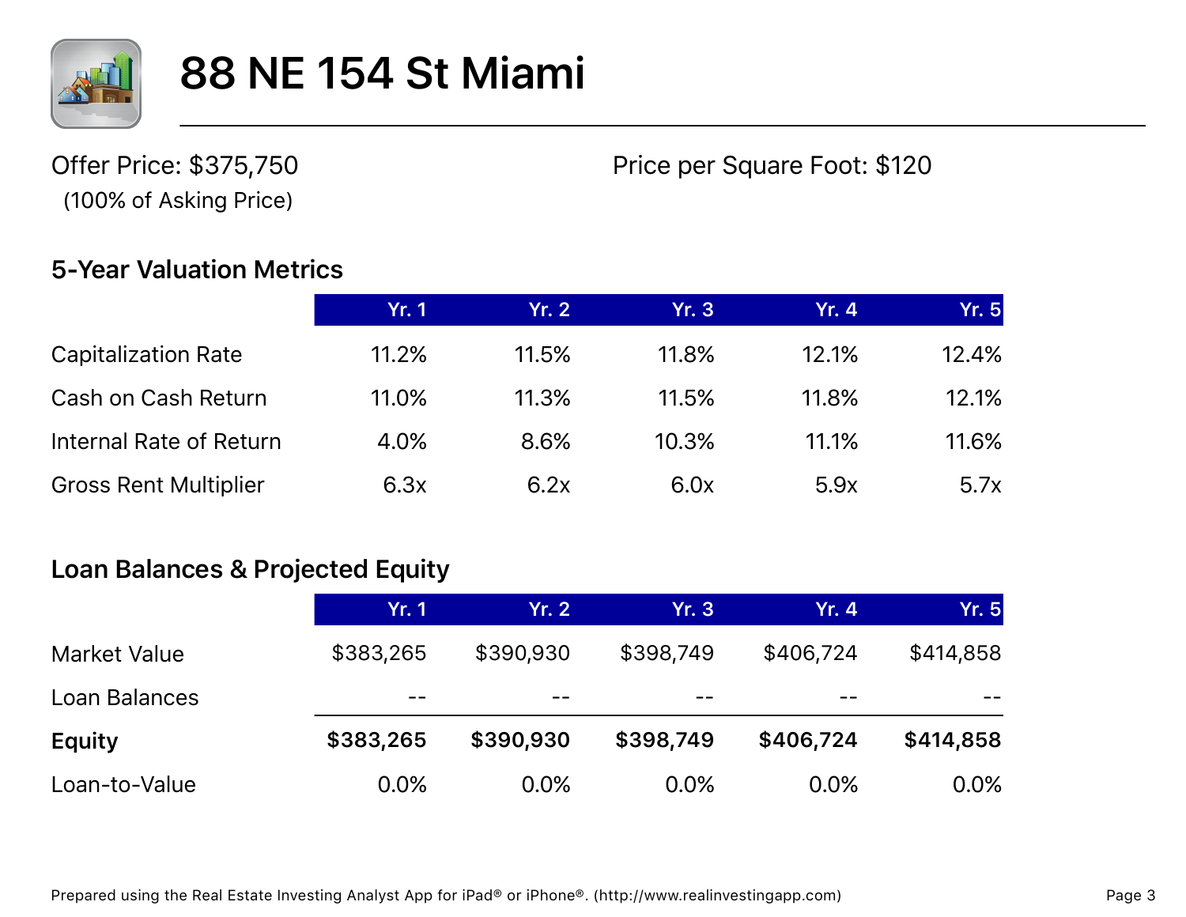# 88 NE 154 St Miami

Offer Price: $375,750
(100% of Asking Price)

Price per Square Foot: $120

## 5-Year Valuation Metrics

| | Yr. 1 | Yr. 2 | Yr. 3 | Yr. 4 | Yr. 5 |
|---|---|---|---|---|---|
| Capitalization Rate | 11.2% | 11.5% | 11.8% | 12.1% | 12.4% |
| Cash on Cash Return | 11.0% | 11.3% | 11.5% | 11.8% | 12.1% |
| Internal Rate of Return | 4.0% | 8.6% | 10.3% | 11.1% | 11.6% |
| Gross Rent Multiplier | 6.3x | 6.2x | 6.0x | 5.9x | 5.7x |

## Loan Balances & Projected Equity

| | Yr. 1 | Yr. 2 | Yr. 3 | Yr. 4 | Yr. 5 |
|---|---|---|---|---|---|
| Market Value | $383,265 | $390,930 | $398,749 | $406,724 | $414,858 |
| Loan Balances | -- | -- | -- | -- | -- |
| **Equity** | **$383,265** | **$390,930** | **$398,749** | **$406,724** | **$414,858** |
| Loan-to-Value | 0.0% | 0.0% | 0.0% | 0.0% | 0.0% |

Prepared using the Real Estate Investing Analyst App for iPad® or iPhone®. (http://www.realinvestingapp.com)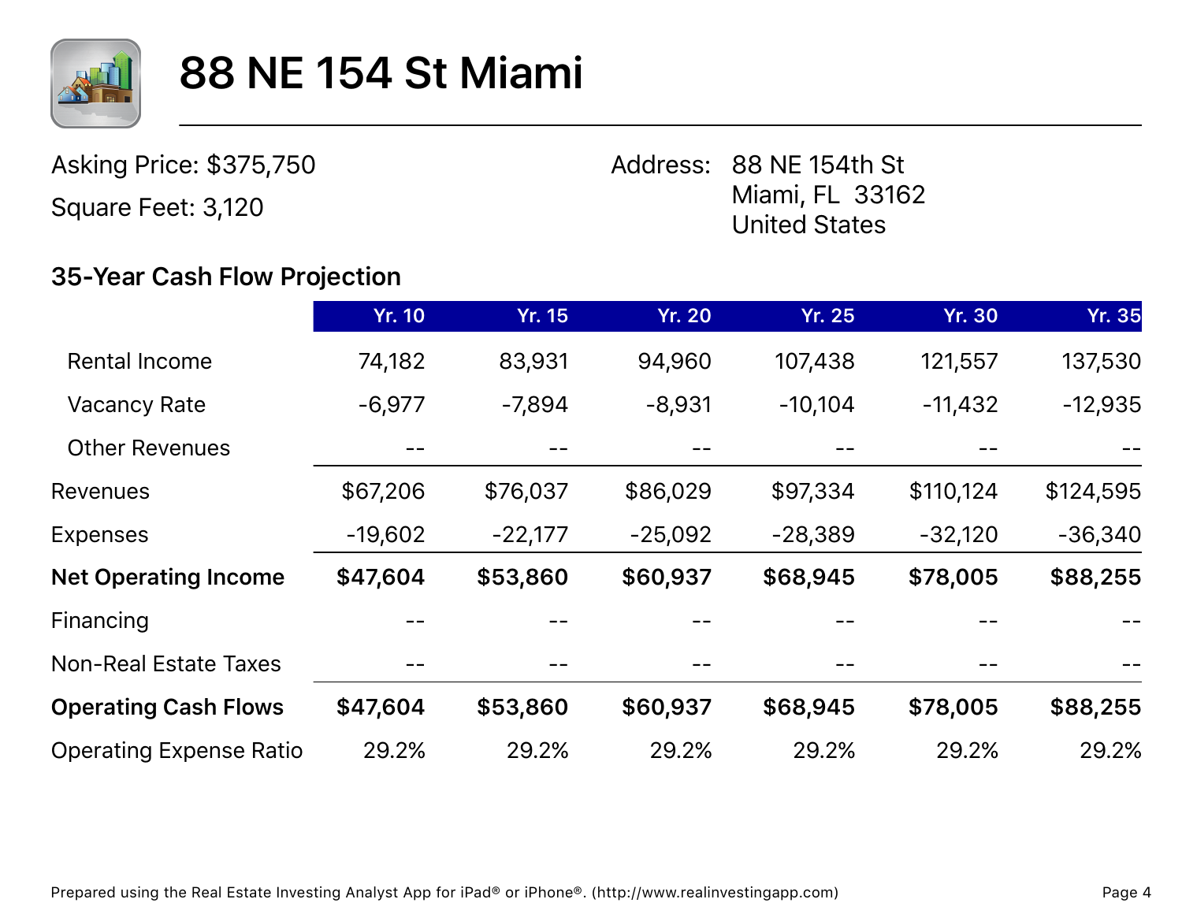# 88 NE 154 St Miami

Asking Price: $375,750

Square Feet: 3,120

Address: 88 NE 154th St
Miami, FL 33162
United States

## 35-Year Cash Flow Projection

| | Yr. 10 | Yr. 15 | Yr. 20 | Yr. 25 | Yr. 30 | Yr. 35 |
|---|---|---|---|---|---|---|
| Rental Income | 74,182 | 83,931 | 94,960 | 107,438 | 121,557 | 137,530 |
| Vacancy Rate | -6,977 | -7,894 | -8,931 | -10,104 | -11,432 | -12,935 |
| Other Revenues | -- | -- | -- | -- | -- | -- |
| Revenues | $67,206 | $76,037 | $86,029 | $97,334 | $110,124 | $124,595 |
| Expenses | -19,602 | -22,177 | -25,092 | -28,389 | -32,120 | -36,340 |
| **Net Operating Income** | **$47,604** | **$53,860** | **$60,937** | **$68,945** | **$78,005** | **$88,255** |
| Financing | -- | -- | -- | -- | -- | -- |
| Non-Real Estate Taxes | -- | -- | -- | -- | -- | -- |
| **Operating Cash Flows** | **$47,604** | **$53,860** | **$60,937** | **$68,945** | **$78,005** | **$88,255** |
| Operating Expense Ratio | 29.2% | 29.2% | 29.2% | 29.2% | 29.2% | 29.2% |

Prepared using the Real Estate Investing Analyst App for iPad® or iPhone®. (http://www.realinvestingapp.com)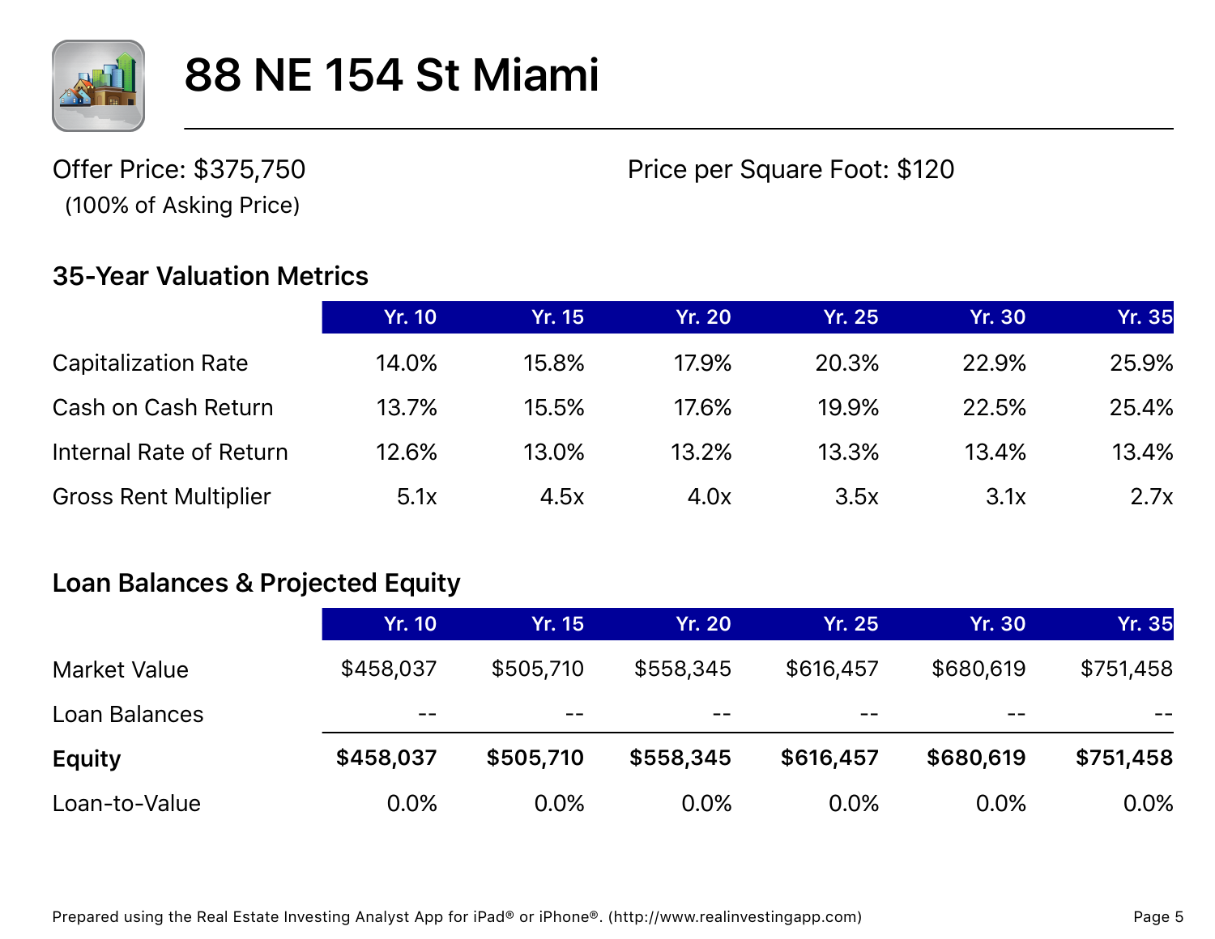# 88 NE 154 St Miami

Offer Price: $375,750
(100% of Asking Price)

Price per Square Foot: $120

## 35-Year Valuation Metrics

| | Yr. 10 | Yr. 15 | Yr. 20 | Yr. 25 | Yr. 30 | Yr. 35 |
|---|---|---|---|---|---|---|
| Capitalization Rate | 14.0% | 15.8% | 17.9% | 20.3% | 22.9% | 25.9% |
| Cash on Cash Return | 13.7% | 15.5% | 17.6% | 19.9% | 22.5% | 25.4% |
| Internal Rate of Return | 12.6% | 13.0% | 13.2% | 13.3% | 13.4% | 13.4% |
| Gross Rent Multiplier | 5.1x | 4.5x | 4.0x | 3.5x | 3.1x | 2.7x |

## Loan Balances & Projected Equity

| | Yr. 10 | Yr. 15 | Yr. 20 | Yr. 25 | Yr. 30 | Yr. 35 |
|---|---|---|---|---|---|---|
| Market Value | $458,037 | $505,710 | $558,345 | $616,457 | $680,619 | $751,458 |
| Loan Balances | -- | -- | -- | -- | -- | -- |
| **Equity** | **$458,037** | **$505,710** | **$558,345** | **$616,457** | **$680,619** | **$751,458** |
| Loan-to-Value | 0.0% | 0.0% | 0.0% | 0.0% | 0.0% | 0.0% |

Prepared using the Real Estate Investing Analyst App for iPad® or iPhone®. (http://www.realinvestingapp.com)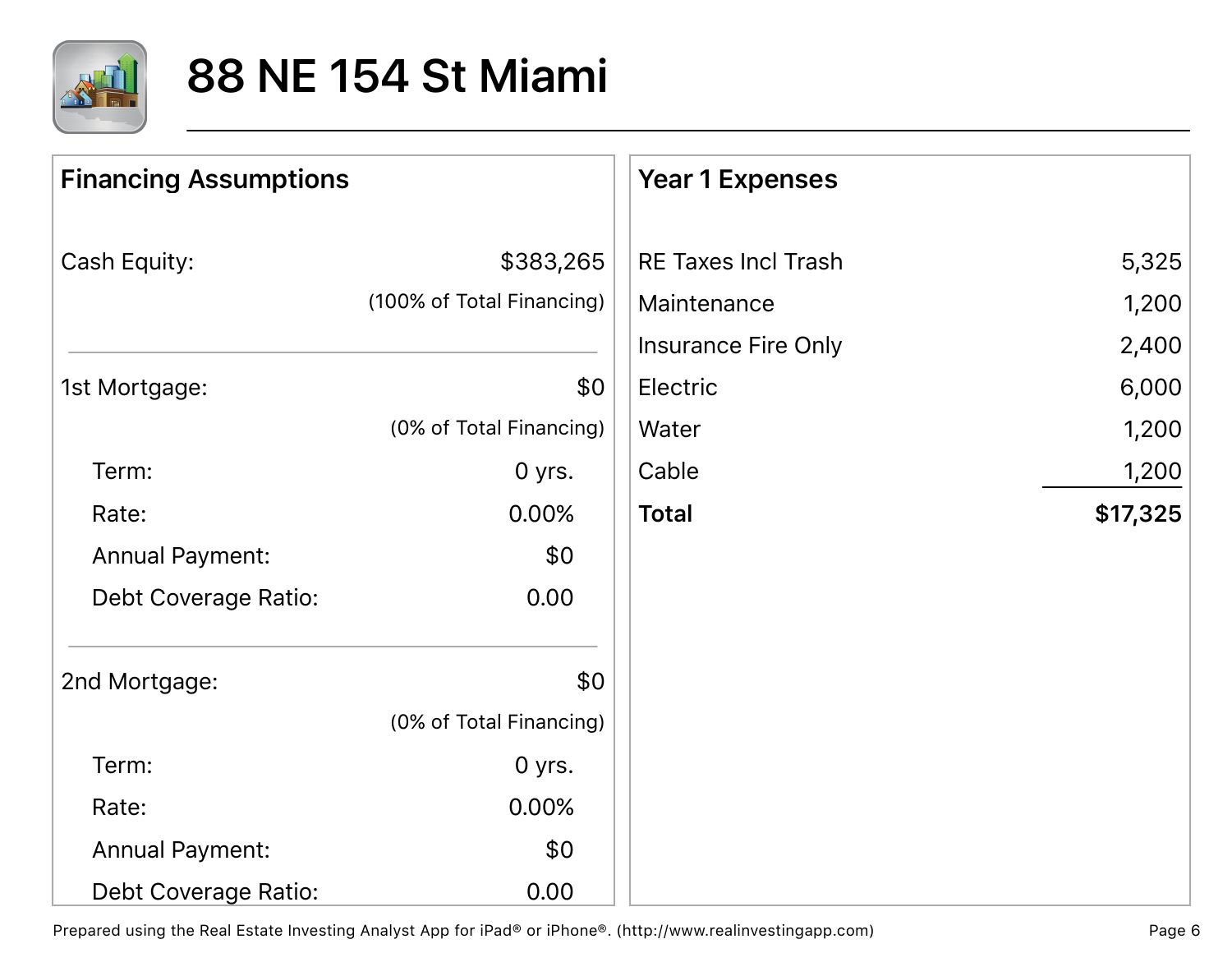# 88 NE 154 St Miami

## Financing Assumptions

| | |
|---|---|
| Cash Equity: | $383,265 |
| | (100% of Total Financing) |

| | |
|---|---|
| 1st Mortgage: | $0 |
| | (0% of Total Financing) |
| Term: | 0 yrs. |
| Rate: | 0.00% |
| Annual Payment: | $0 |
| Debt Coverage Ratio: | 0.00 |

| | |
|---|---|
| 2nd Mortgage: | $0 |
| | (0% of Total Financing) |
| Term: | 0 yrs. |
| Rate: | 0.00% |
| Annual Payment: | $0 |
| Debt Coverage Ratio: | 0.00 |

## Year 1 Expenses

| | |
|---|---|
| RE Taxes Incl Trash | 5,325 |
| Maintenance | 1,200 |
| Insurance Fire Only | 2,400 |
| Electric | 6,000 |
| Water | 1,200 |
| Cable | 1,200 |
| **Total** | **$17,325** |

Prepared using the Real Estate Investing Analyst App for iPad® or iPhone®. (http://www.realinvestingapp.com)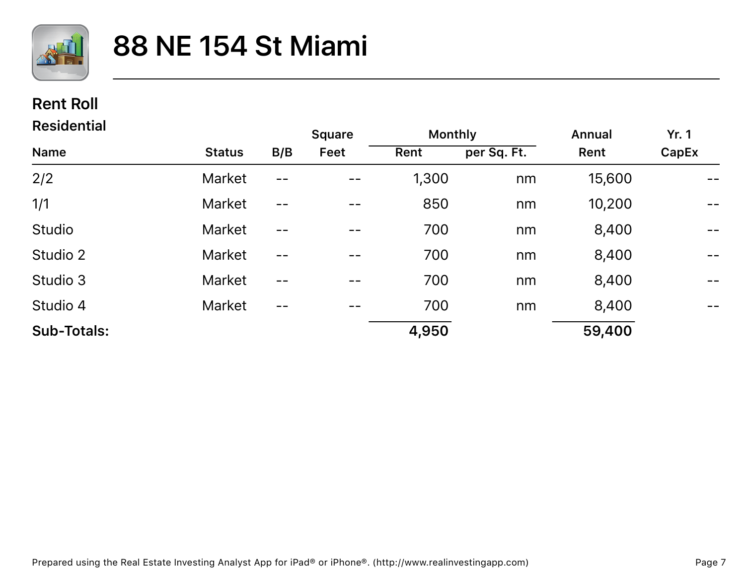# 88 NE 154 St Miami

## Rent Roll

### Residential

| Name | Status | B/B | Square Feet | Monthly Rent | Monthly per Sq. Ft. | Annual Rent | Yr. 1 CapEx |
|---|---|---|---|---|---|---|---|
| 2/2 | Market | -- | -- | 1,300 | nm | 15,600 | -- |
| 1/1 | Market | -- | -- | 850 | nm | 10,200 | -- |
| Studio | Market | -- | -- | 700 | nm | 8,400 | -- |
| Studio 2 | Market | -- | -- | 700 | nm | 8,400 | -- |
| Studio 3 | Market | -- | -- | 700 | nm | 8,400 | -- |
| Studio 4 | Market | -- | -- | 700 | nm | 8,400 | -- |
| **Sub-Totals:** | | | | **4,950** | | **59,400** | |

Prepared using the Real Estate Investing Analyst App for iPad® or iPhone®. (http://www.realinvestingapp.com)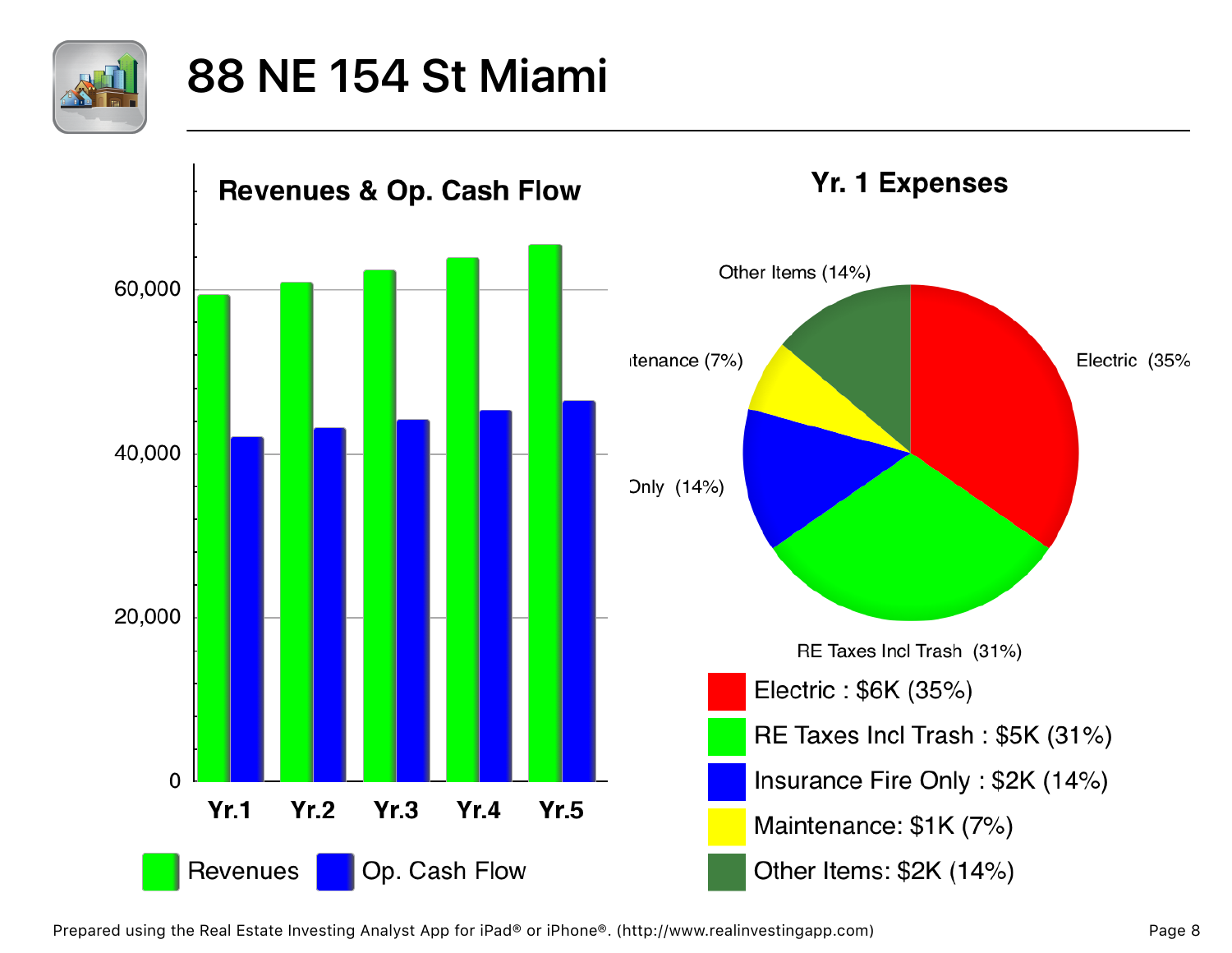# 88 NE 154 St Miami

## Revenues & Op. Cash Flow

60,000
40,000
20,000
0

Yr.1 Yr.2 Yr.3 Yr.4 Yr.5

Revenues
Op. Cash Flow

## Yr. 1 Expenses

Other Items (14%)
ıtenance (7%)
Electric (35%
Only (14%)
RE Taxes Incl Trash (31%)

Electric : $6K (35%)
RE Taxes Incl Trash : $5K (31%)
Insurance Fire Only : $2K (14%)
Maintenance: $1K (7%)
Other Items: $2K (14%)

Prepared using the Real Estate Investing Analyst App for iPad® or iPhone®. (http://www.realinvestingapp.com)